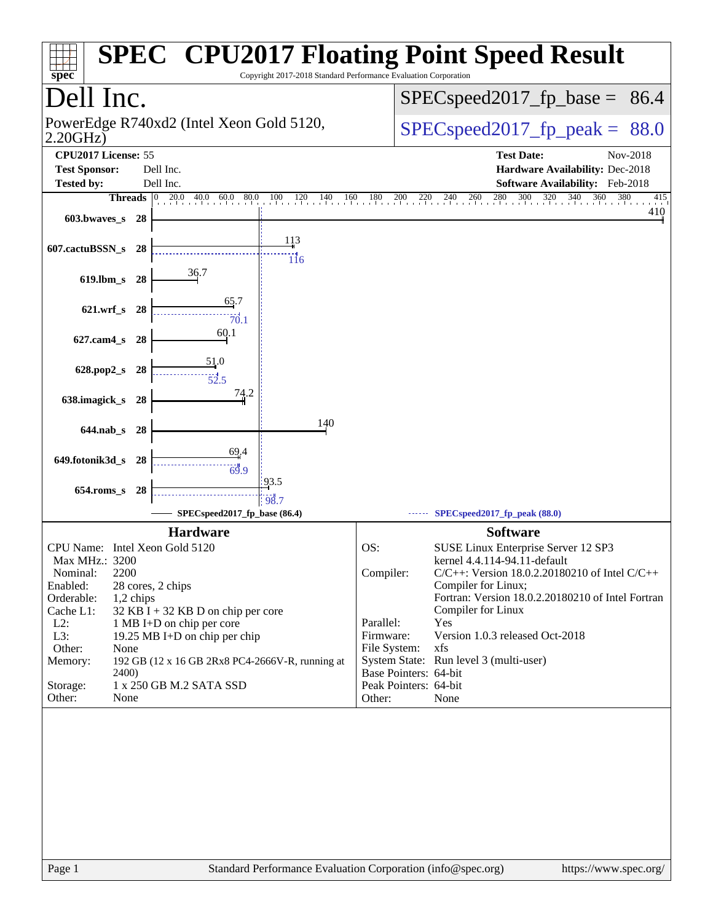# SPEC® CPU2017 Floating Point Speed Result

Copyright 2017-2018 Standard Performance Evaluation Corporation

## Dell Inc.

PowerEdge R740xd2 (Intel Xeon Gold 5120, 2.20GHz)

SPECspeed2017_fp_base = 86.4

SPECspeed2017_fp_peak = 88.0

| | | | |
|---|---|---|---|
| **CPU2017 License:** | 55 | **Test Date:** | Nov-2018 |
| **Test Sponsor:** | Dell Inc. | **Hardware Availability:** | Dec-2018 |
| **Tested by:** | Dell Inc. | **Software Availability:** | Feb-2018 |

| Benchmark | Threads | Base | Peak |
|---|---|---|---|
| 603.bwaves_s | 28 | 410 | |
| 607.cactuBSSN_s | 28 | 113 | 116 |
| 619.lbm_s | 28 | 36.7 | |
| 621.wrf_s | 28 | 65.7 | 70.1 |
| 627.cam4_s | 28 | 60.1 | |
| 628.pop2_s | 28 | 51.0 | 52.5 |
| 638.imagick_s | 28 | 74.2 | |
| 644.nab_s | 28 | 140 | |
| 649.fotonik3d_s | 28 | 69.4 | 69.9 |
| 654.roms_s | 28 | 93.5 | 98.7 |

SPECspeed2017_fp_base (86.4) — SPECspeed2017_fp_peak (88.0)

### Hardware

| | |
|---|---|
| CPU Name: | Intel Xeon Gold 5120 |
| Max MHz.: | 3200 |
| Nominal: | 2200 |
| Enabled: | 28 cores, 2 chips |
| Orderable: | 1,2 chips |
| Cache L1: | 32 KB I + 32 KB D on chip per core |
| L2: | 1 MB I+D on chip per core |
| L3: | 19.25 MB I+D on chip per chip |
| Other: | None |
| Memory: | 192 GB (12 x 16 GB 2Rx8 PC4-2666V-R, running at 2400) |
| Storage: | 1 x 250 GB M.2 SATA SSD |
| Other: | None |

### Software

| | |
|---|---|
| OS: | SUSE Linux Enterprise Server 12 SP3 kernel 4.4.114-94.11-default |
| Compiler: | C/C++: Version 18.0.2.20180210 of Intel C/C++ Compiler for Linux; Fortran: Version 18.0.2.20180210 of Intel Fortran Compiler for Linux |
| Parallel: | Yes |
| Firmware: | Version 1.0.3 released Oct-2018 |
| File System: | xfs |
| System State: | Run level 3 (multi-user) |
| Base Pointers: | 64-bit |
| Peak Pointers: | 64-bit |
| Other: | None |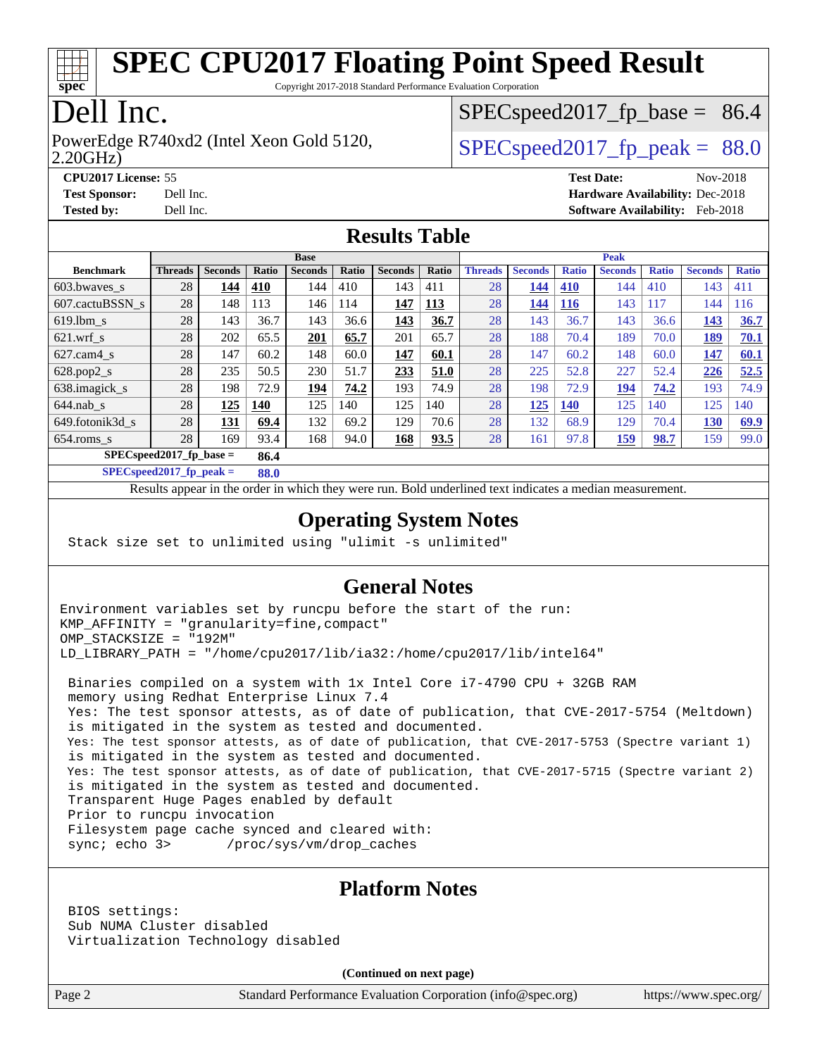# SPEC CPU2017 Floating Point Speed Result

Copyright 2017-2018 Standard Performance Evaluation Corporation

# Dell Inc.

PowerEdge R740xd2 (Intel Xeon Gold 5120, 2.20GHz)

SPECspeed2017_fp_base = 86.4

SPECspeed2017_fp_peak = 88.0

**CPU2017 License:** 55
**Test Sponsor:** Dell Inc.
**Tested by:** Dell Inc.

**Test Date:** Nov-2018
**Hardware Availability:** Dec-2018
**Software Availability:** Feb-2018

## Results Table

| Benchmark | Base | | | | | | | Peak | | | | | | |
|---|---|---|---|---|---|---|---|---|---|---|---|---|---|---|
| | Threads | Seconds | Ratio | Seconds | Ratio | Seconds | Ratio | Threads | Seconds | Ratio | Seconds | Ratio | Seconds | Ratio |
| 603.bwaves_s | 28 | **144** | **410** | 144 | 410 | 143 | 411 | 28 | **144** | **410** | 144 | 410 | 143 | 411 |
| 607.cactuBSSN_s | 28 | 148 | 113 | 146 | 114 | **147** | **113** | 28 | **144** | **116** | 143 | 117 | 144 | 116 |
| 619.lbm_s | 28 | 143 | 36.7 | 143 | 36.6 | **143** | **36.7** | 28 | 143 | 36.7 | 143 | 36.6 | **143** | **36.7** |
| 621.wrf_s | 28 | 202 | 65.5 | **201** | **65.7** | 201 | 65.7 | 28 | 188 | 70.4 | 189 | 70.0 | **189** | **70.1** |
| 627.cam4_s | 28 | 147 | 60.2 | 148 | 60.0 | **147** | **60.1** | 28 | 147 | 60.2 | 148 | 60.0 | **147** | **60.1** |
| 628.pop2_s | 28 | 235 | 50.5 | 230 | 51.7 | **233** | **51.0** | 28 | 225 | 52.8 | 227 | 52.4 | **226** | **52.5** |
| 638.imagick_s | 28 | 198 | 72.9 | **194** | **74.2** | 193 | 74.9 | 28 | 198 | 72.9 | **194** | **74.2** | 193 | 74.9 |
| 644.nab_s | 28 | **125** | **140** | 125 | 140 | 125 | 140 | 28 | **125** | **140** | 125 | 140 | 125 | 140 |
| 649.fotonik3d_s | 28 | **131** | **69.4** | 132 | 69.2 | 129 | 70.6 | 28 | 132 | 68.9 | 129 | 70.4 | **130** | **69.9** |
| 654.roms_s | 28 | 169 | 93.4 | 168 | 94.0 | **168** | **93.5** | 28 | 161 | 97.8 | **159** | **98.7** | 159 | 99.0 |

**SPECspeed2017_fp_base = 86.4**

**SPECspeed2017_fp_peak = 88.0**

Results appear in the order in which they were run. Bold underlined text indicates a median measurement.

## Operating System Notes

```
Stack size set to unlimited using "ulimit -s unlimited"
```

## General Notes

```
Environment variables set by runcpu before the start of the run:
KMP_AFFINITY = "granularity=fine,compact"
OMP_STACKSIZE = "192M"
LD_LIBRARY_PATH = "/home/cpu2017/lib/ia32:/home/cpu2017/lib/intel64"

 Binaries compiled on a system with 1x Intel Core i7-4790 CPU + 32GB RAM
 memory using Redhat Enterprise Linux 7.4
 Yes: The test sponsor attests, as of date of publication, that CVE-2017-5754 (Meltdown)
 is mitigated in the system as tested and documented.
 Yes: The test sponsor attests, as of date of publication, that CVE-2017-5753 (Spectre variant 1)
 is mitigated in the system as tested and documented.
 Yes: The test sponsor attests, as of date of publication, that CVE-2017-5715 (Spectre variant 2)
 is mitigated in the system as tested and documented.
 Transparent Huge Pages enabled by default
 Prior to runcpu invocation
 Filesystem page cache synced and cleared with:
 sync; echo 3>       /proc/sys/vm/drop_caches
```

## Platform Notes

```
BIOS settings:
Sub NUMA Cluster disabled
Virtualization Technology disabled
```

**(Continued on next page)**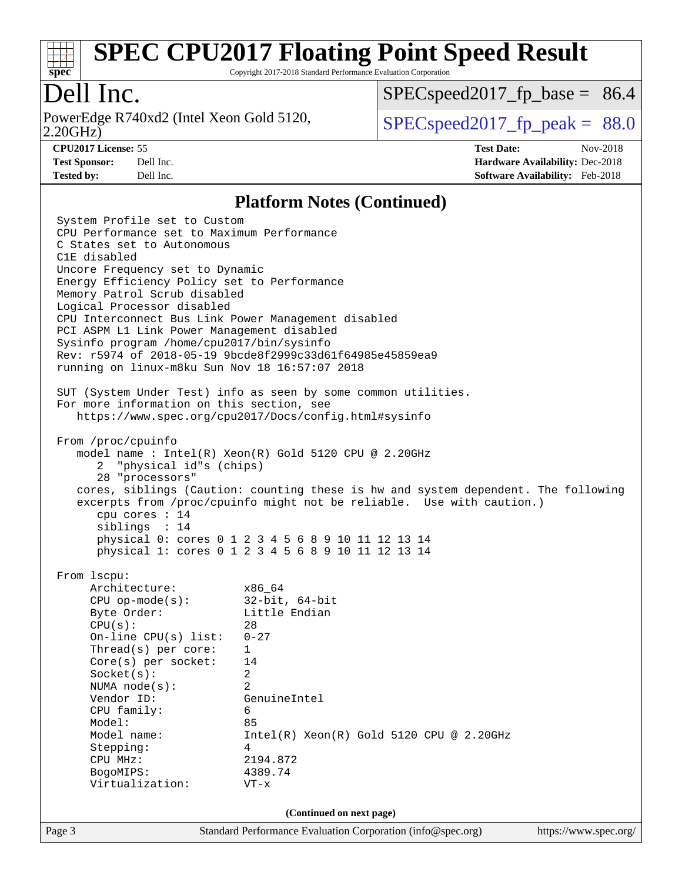## Platform Notes (Continued)

```
System Profile set to Custom
CPU Performance set to Maximum Performance
C States set to Autonomous
C1E disabled
Uncore Frequency set to Dynamic
Energy Efficiency Policy set to Performance
Memory Patrol Scrub disabled
Logical Processor disabled
CPU Interconnect Bus Link Power Management disabled
PCI ASPM L1 Link Power Management disabled
Sysinfo program /home/cpu2017/bin/sysinfo
Rev: r5974 of 2018-05-19 9bcde8f2999c33d61f64985e45859ea9
running on linux-m8ku Sun Nov 18 16:57:07 2018

SUT (System Under Test) info as seen by some common utilities.
For more information on this section, see
   https://www.spec.org/cpu2017/Docs/config.html#sysinfo

From /proc/cpuinfo
   model name : Intel(R) Xeon(R) Gold 5120 CPU @ 2.20GHz
      2  "physical id"s (chips)
      28 "processors"
   cores, siblings (Caution: counting these is hw and system dependent. The following
   excerpts from /proc/cpuinfo might not be reliable.  Use with caution.)
      cpu cores : 14
      siblings  : 14
      physical 0: cores 0 1 2 3 4 5 6 8 9 10 11 12 13 14
      physical 1: cores 0 1 2 3 4 5 6 8 9 10 11 12 13 14

From lscpu:
     Architecture:          x86_64
     CPU op-mode(s):        32-bit, 64-bit
     Byte Order:            Little Endian
     CPU(s):                28
     On-line CPU(s) list:   0-27
     Thread(s) per core:    1
     Core(s) per socket:    14
     Socket(s):             2
     NUMA node(s):          2
     Vendor ID:             GenuineIntel
     CPU family:            6
     Model:                 85
     Model name:            Intel(R) Xeon(R) Gold 5120 CPU @ 2.20GHz
     Stepping:              4
     CPU MHz:               2194.872
     BogoMIPS:              4389.74
     Virtualization:        VT-x
```

(Continued on next page)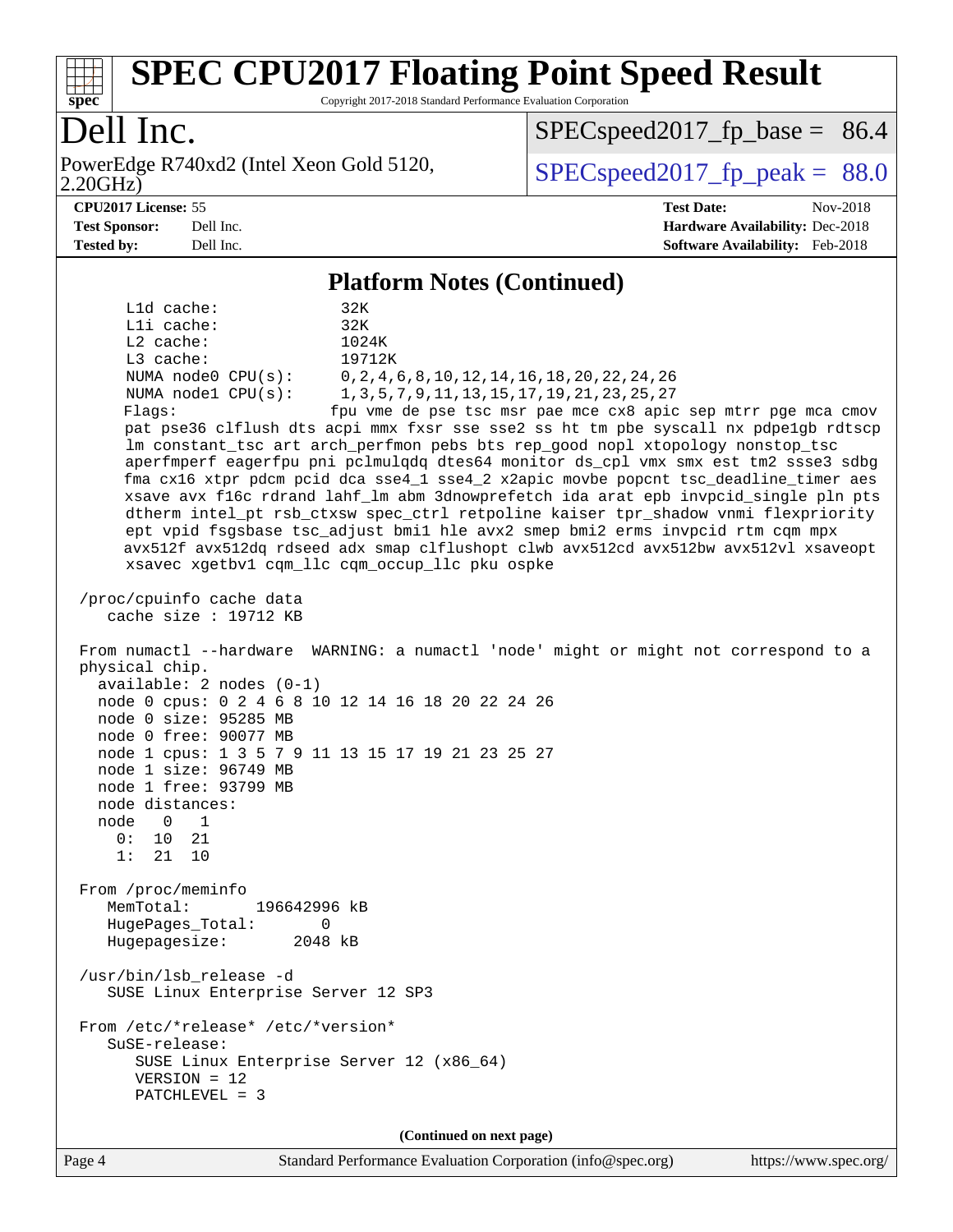# SPEC CPU2017 Floating Point Speed Result

Copyright 2017-2018 Standard Performance Evaluation Corporation

## Dell Inc.

PowerEdge R740xd2 (Intel Xeon Gold 5120, 2.20GHz)

SPECspeed2017_fp_base = 86.4

SPECspeed2017_fp_peak = 88.0

**CPU2017 License:** 55
**Test Sponsor:** Dell Inc.
**Tested by:** Dell Inc.

**Test Date:** Nov-2018
**Hardware Availability:** Dec-2018
**Software Availability:** Feb-2018

### Platform Notes (Continued)

```
     L1d cache:              32K
     L1i cache:              32K
     L2 cache:               1024K
     L3 cache:               19712K
     NUMA node0 CPU(s):      0,2,4,6,8,10,12,14,16,18,20,22,24,26
     NUMA node1 CPU(s):      1,3,5,7,9,11,13,15,17,19,21,23,25,27
     Flags:                 fpu vme de pse tsc msr pae mce cx8 apic sep mtrr pge mca cmov
     pat pse36 clflush dts acpi mmx fxsr sse sse2 ss ht tm pbe syscall nx pdpe1gb rdtscp
     lm constant_tsc art arch_perfmon pebs bts rep_good nopl xtopology nonstop_tsc
     aperfmperf eagerfpu pni pclmulqdq dtes64 monitor ds_cpl vmx smx est tm2 ssse3 sdbg
     fma cx16 xtpr pdcm pcid dca sse4_1 sse4_2 x2apic movbe popcnt tsc_deadline_timer aes
     xsave avx f16c rdrand lahf_lm abm 3dnowprefetch ida arat epb invpcid_single pln pts
     dtherm intel_pt rsb_ctxsw spec_ctrl retpoline kaiser tpr_shadow vnmi flexpriority
     ept vpid fsgsbase tsc_adjust bmi1 hle avx2 smep bmi2 erms invpcid rtm cqm mpx
     avx512f avx512dq rdseed adx smap clflushopt clwb avx512cd avx512bw avx512vl xsaveopt
     xsavec xgetbv1 cqm_llc cqm_occup_llc pku ospke

 /proc/cpuinfo cache data
    cache size : 19712 KB

 From numactl --hardware  WARNING: a numactl 'node' might or might not correspond to a
 physical chip.
   available: 2 nodes (0-1)
   node 0 cpus: 0 2 4 6 8 10 12 14 16 18 20 22 24 26
   node 0 size: 95285 MB
   node 0 free: 90077 MB
   node 1 cpus: 1 3 5 7 9 11 13 15 17 19 21 23 25 27
   node 1 size: 96749 MB
   node 1 free: 93799 MB
   node distances:
   node   0   1
     0:  10  21
     1:  21  10

 From /proc/meminfo
    MemTotal:       196642996 kB
    HugePages_Total:       0
    Hugepagesize:       2048 kB

 /usr/bin/lsb_release -d
    SUSE Linux Enterprise Server 12 SP3

 From /etc/*release* /etc/*version*
    SuSE-release:
       SUSE Linux Enterprise Server 12 (x86_64)
       VERSION = 12
       PATCHLEVEL = 3
```

(Continued on next page)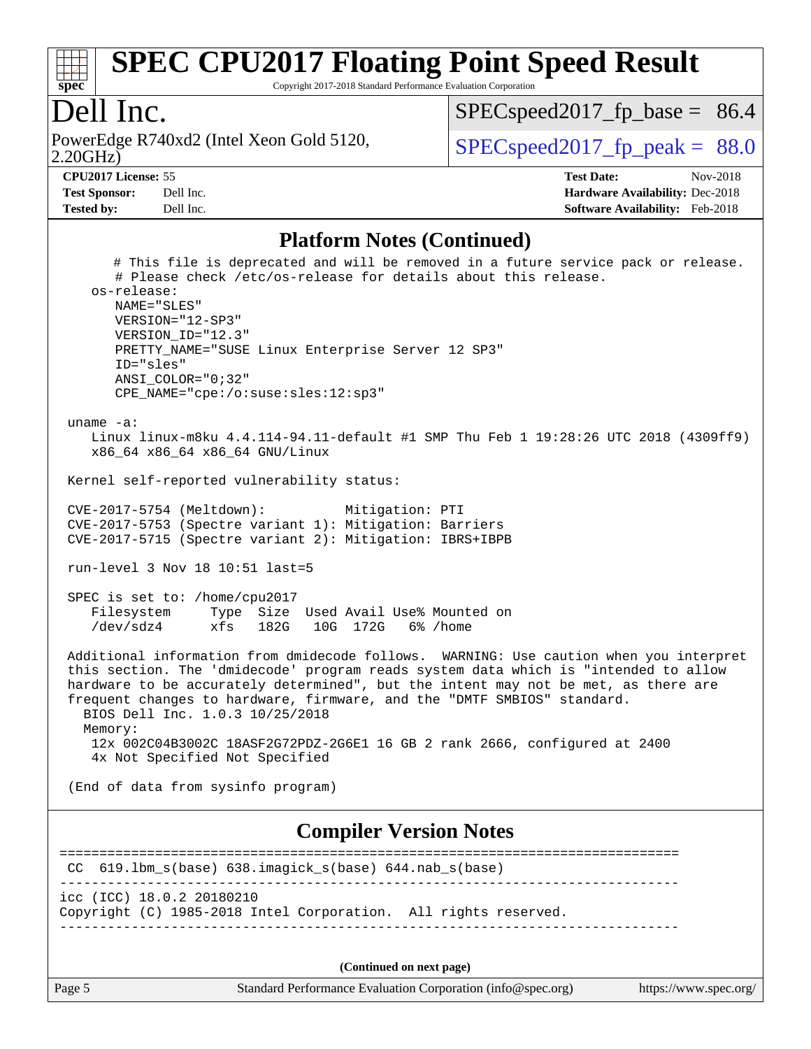# SPEC CPU2017 Floating Point Speed Result

Copyright 2017-2018 Standard Performance Evaluation Corporation

## Dell Inc.

PowerEdge R740xd2 (Intel Xeon Gold 5120, 2.20GHz)

SPECspeed2017_fp_base = 86.4

SPECspeed2017_fp_peak = 88.0

**CPU2017 License:** 55
**Test Sponsor:** Dell Inc.
**Tested by:** Dell Inc.

**Test Date:** Nov-2018
**Hardware Availability:** Dec-2018
**Software Availability:** Feb-2018

## Platform Notes (Continued)

```
      # This file is deprecated and will be removed in a future service pack or release.
      # Please check /etc/os-release for details about this release.
   os-release:
      NAME="SLES"
      VERSION="12-SP3"
      VERSION_ID="12.3"
      PRETTY_NAME="SUSE Linux Enterprise Server 12 SP3"
      ID="sles"
      ANSI_COLOR="0;32"
      CPE_NAME="cpe:/o:suse:sles:12:sp3"

 uname -a:
    Linux linux-m8ku 4.4.114-94.11-default #1 SMP Thu Feb 1 19:28:26 UTC 2018 (4309ff9)
    x86_64 x86_64 x86_64 GNU/Linux

 Kernel self-reported vulnerability status:

 CVE-2017-5754 (Meltdown):          Mitigation: PTI
 CVE-2017-5753 (Spectre variant 1): Mitigation: Barriers
 CVE-2017-5715 (Spectre variant 2): Mitigation: IBRS+IBPB

 run-level 3 Nov 18 10:51 last=5

 SPEC is set to: /home/cpu2017
    Filesystem     Type  Size  Used Avail Use% Mounted on
    /dev/sdz4      xfs   182G   10G  172G   6% /home

 Additional information from dmidecode follows.  WARNING: Use caution when you interpret
 this section. The 'dmidecode' program reads system data which is "intended to allow
 hardware to be accurately determined", but the intent may not be met, as there are
 frequent changes to hardware, firmware, and the "DMTF SMBIOS" standard.
   BIOS Dell Inc. 1.0.3 10/25/2018
   Memory:
    12x 002C04B3002C 18ASF2G72PDZ-2G6E1 16 GB 2 rank 2666, configured at 2400
    4x Not Specified Not Specified

 (End of data from sysinfo program)
```

## Compiler Version Notes

```
==============================================================================
 CC  619.lbm_s(base) 638.imagick_s(base) 644.nab_s(base)
------------------------------------------------------------------------------
icc (ICC) 18.0.2 20180210
Copyright (C) 1985-2018 Intel Corporation.  All rights reserved.
------------------------------------------------------------------------------
```

**(Continued on next page)**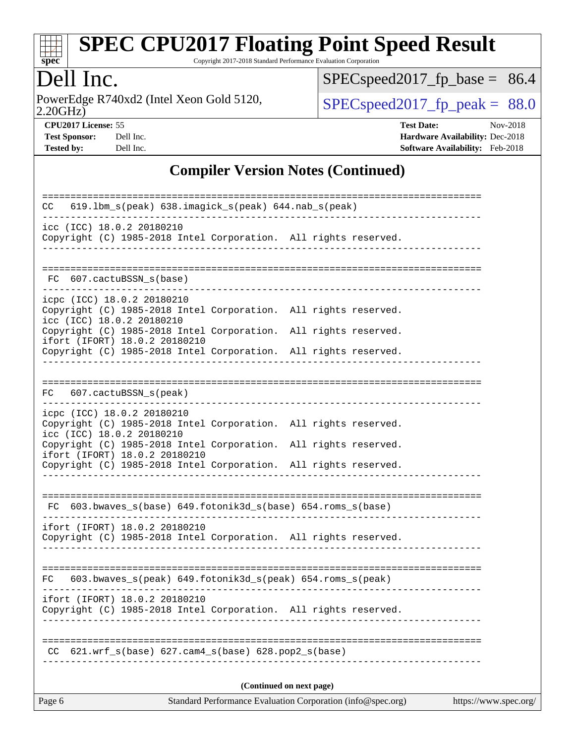## Compiler Version Notes (Continued)

```
==============================================================================
CC   619.lbm_s(peak) 638.imagick_s(peak) 644.nab_s(peak)
------------------------------------------------------------------------------
icc (ICC) 18.0.2 20180210
Copyright (C) 1985-2018 Intel Corporation.  All rights reserved.
------------------------------------------------------------------------------

==============================================================================
 FC  607.cactuBSSN_s(base)
------------------------------------------------------------------------------
icpc (ICC) 18.0.2 20180210
Copyright (C) 1985-2018 Intel Corporation.  All rights reserved.
icc (ICC) 18.0.2 20180210
Copyright (C) 1985-2018 Intel Corporation.  All rights reserved.
ifort (IFORT) 18.0.2 20180210
Copyright (C) 1985-2018 Intel Corporation.  All rights reserved.
------------------------------------------------------------------------------

==============================================================================
FC   607.cactuBSSN_s(peak)
------------------------------------------------------------------------------
icpc (ICC) 18.0.2 20180210
Copyright (C) 1985-2018 Intel Corporation.  All rights reserved.
icc (ICC) 18.0.2 20180210
Copyright (C) 1985-2018 Intel Corporation.  All rights reserved.
ifort (IFORT) 18.0.2 20180210
Copyright (C) 1985-2018 Intel Corporation.  All rights reserved.
------------------------------------------------------------------------------

==============================================================================
 FC  603.bwaves_s(base) 649.fotonik3d_s(base) 654.roms_s(base)
------------------------------------------------------------------------------
ifort (IFORT) 18.0.2 20180210
Copyright (C) 1985-2018 Intel Corporation.  All rights reserved.
------------------------------------------------------------------------------

==============================================================================
FC   603.bwaves_s(peak) 649.fotonik3d_s(peak) 654.roms_s(peak)
------------------------------------------------------------------------------
ifort (IFORT) 18.0.2 20180210
Copyright (C) 1985-2018 Intel Corporation.  All rights reserved.
------------------------------------------------------------------------------

==============================================================================
 CC  621.wrf_s(base) 627.cam4_s(base) 628.pop2_s(base)
------------------------------------------------------------------------------
```

(Continued on next page)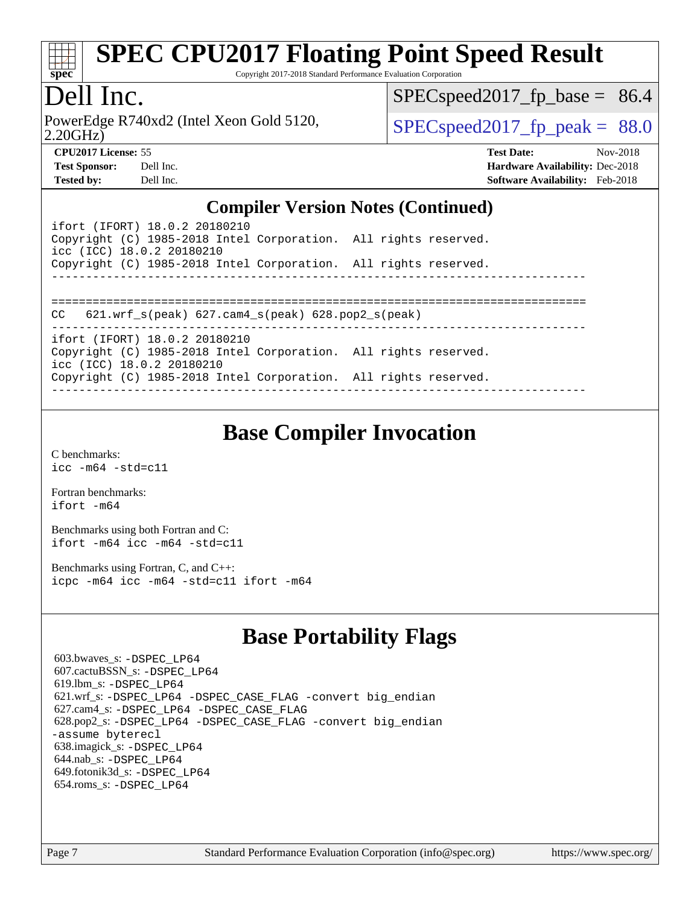## Compiler Version Notes (Continued)

```
ifort (IFORT) 18.0.2 20180210
Copyright (C) 1985-2018 Intel Corporation.  All rights reserved.
icc (ICC) 18.0.2 20180210
Copyright (C) 1985-2018 Intel Corporation.  All rights reserved.
------------------------------------------------------------------------------

==============================================================================
CC   621.wrf_s(peak) 627.cam4_s(peak) 628.pop2_s(peak)
------------------------------------------------------------------------------
ifort (IFORT) 18.0.2 20180210
Copyright (C) 1985-2018 Intel Corporation.  All rights reserved.
icc (ICC) 18.0.2 20180210
Copyright (C) 1985-2018 Intel Corporation.  All rights reserved.
------------------------------------------------------------------------------
```

## Base Compiler Invocation

C benchmarks:
icc -m64 -std=c11

Fortran benchmarks:
ifort -m64

Benchmarks using both Fortran and C:
ifort -m64 icc -m64 -std=c11

Benchmarks using Fortran, C, and C++:
icpc -m64 icc -m64 -std=c11 ifort -m64

## Base Portability Flags

603.bwaves_s: -DSPEC_LP64
607.cactuBSSN_s: -DSPEC_LP64
619.lbm_s: -DSPEC_LP64
621.wrf_s: -DSPEC_LP64 -DSPEC_CASE_FLAG -convert big_endian
627.cam4_s: -DSPEC_LP64 -DSPEC_CASE_FLAG
628.pop2_s: -DSPEC_LP64 -DSPEC_CASE_FLAG -convert big_endian -assume byterecl
638.imagick_s: -DSPEC_LP64
644.nab_s: -DSPEC_LP64
649.fotonik3d_s: -DSPEC_LP64
654.roms_s: -DSPEC_LP64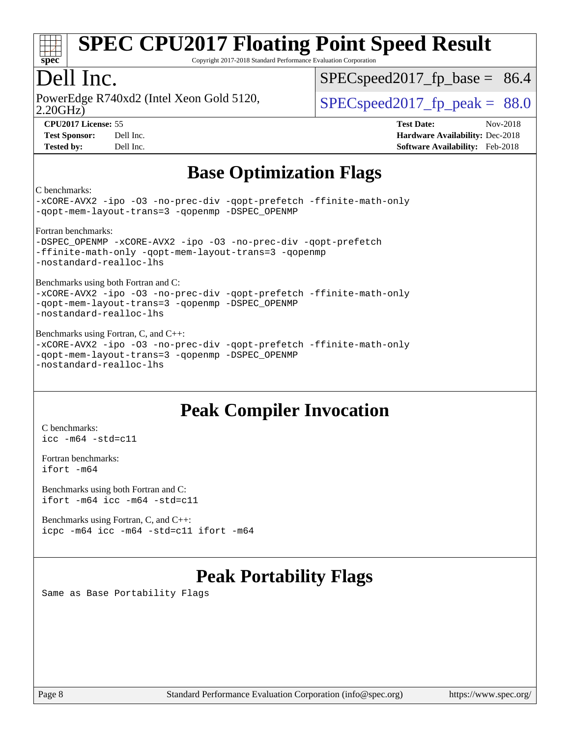# SPEC CPU2017 Floating Point Speed Result

Copyright 2017-2018 Standard Performance Evaluation Corporation

## Dell Inc.

PowerEdge R740xd2 (Intel Xeon Gold 5120, 2.20GHz)

SPECspeed2017_fp_base = 86.4

SPECspeed2017_fp_peak = 88.0

**CPU2017 License:** 55
**Test Sponsor:** Dell Inc.
**Tested by:** Dell Inc.

**Test Date:** Nov-2018
**Hardware Availability:** Dec-2018
**Software Availability:** Feb-2018

## Base Optimization Flags

C benchmarks:

```
-xCORE-AVX2 -ipo -O3 -no-prec-div -qopt-prefetch -ffinite-math-only
-qopt-mem-layout-trans=3 -qopenmp -DSPEC_OPENMP
```

Fortran benchmarks:

```
-DSPEC_OPENMP -xCORE-AVX2 -ipo -O3 -no-prec-div -qopt-prefetch
-ffinite-math-only -qopt-mem-layout-trans=3 -qopenmp
-nostandard-realloc-lhs
```

Benchmarks using both Fortran and C:

```
-xCORE-AVX2 -ipo -O3 -no-prec-div -qopt-prefetch -ffinite-math-only
-qopt-mem-layout-trans=3 -qopenmp -DSPEC_OPENMP
-nostandard-realloc-lhs
```

Benchmarks using Fortran, C, and C++:

```
-xCORE-AVX2 -ipo -O3 -no-prec-div -qopt-prefetch -ffinite-math-only
-qopt-mem-layout-trans=3 -qopenmp -DSPEC_OPENMP
-nostandard-realloc-lhs
```

## Peak Compiler Invocation

C benchmarks:

```
icc -m64 -std=c11
```

Fortran benchmarks:

```
ifort -m64
```

Benchmarks using both Fortran and C:

```
ifort -m64 icc -m64 -std=c11
```

Benchmarks using Fortran, C, and C++:

```
icpc -m64 icc -m64 -std=c11 ifort -m64
```

## Peak Portability Flags

Same as Base Portability Flags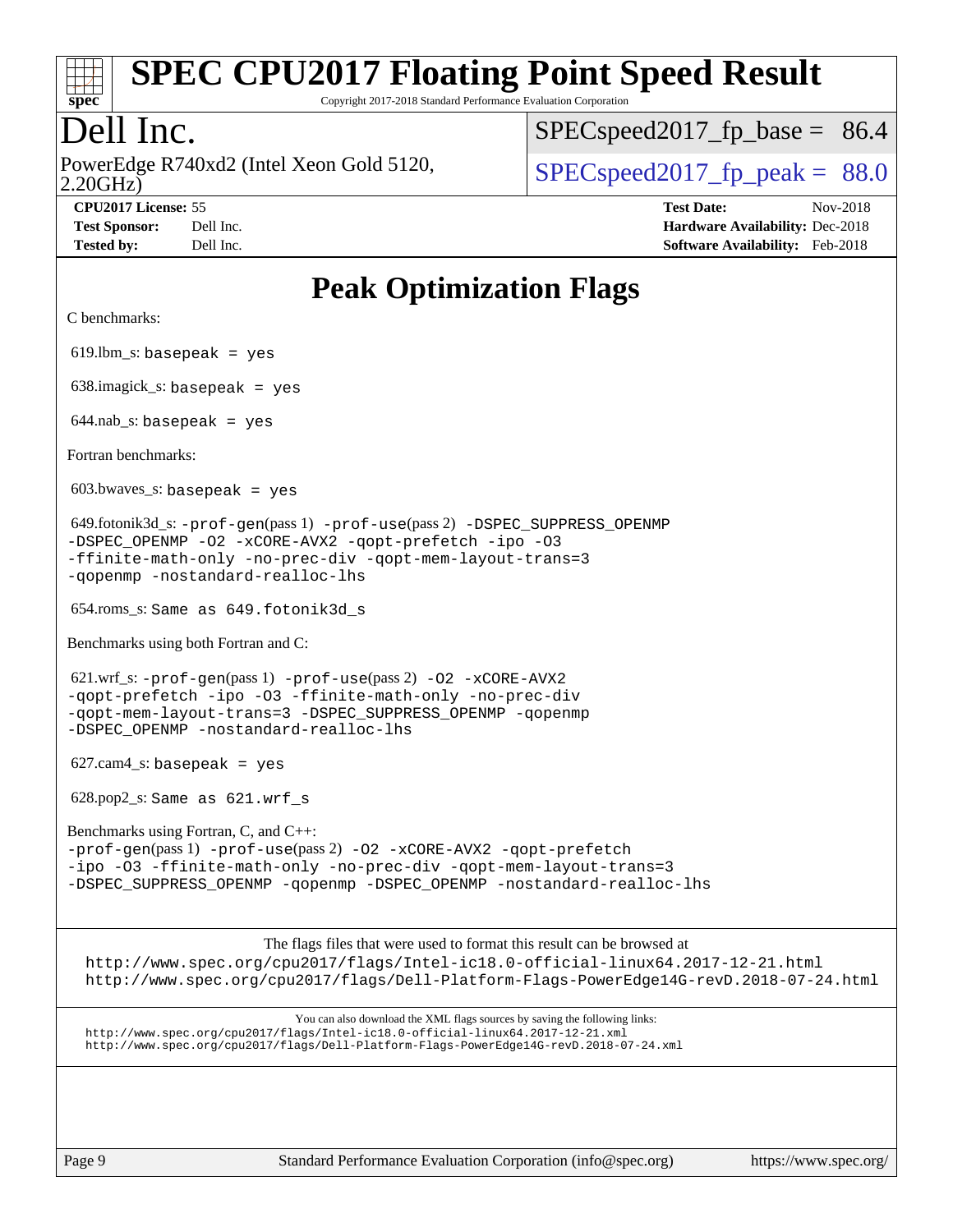# SPEC CPU2017 Floating Point Speed Result

Copyright 2017-2018 Standard Performance Evaluation Corporation

## Dell Inc.

PowerEdge R740xd2 (Intel Xeon Gold 5120, 2.20GHz)

SPECspeed2017_fp_base = 86.4

SPECspeed2017_fp_peak = 88.0

**CPU2017 License:** 55
**Test Sponsor:** Dell Inc.
**Tested by:** Dell Inc.

**Test Date:** Nov-2018
**Hardware Availability:** Dec-2018
**Software Availability:** Feb-2018

## Peak Optimization Flags

C benchmarks:

619.lbm_s: `basepeak = yes`

638.imagick_s: `basepeak = yes`

644.nab_s: `basepeak = yes`

Fortran benchmarks:

603.bwaves_s: `basepeak = yes`

649.fotonik3d_s: `-prof-gen`(pass 1) `-prof-use`(pass 2) `-DSPEC_SUPPRESS_OPENMP -DSPEC_OPENMP -O2 -xCORE-AVX2 -qopt-prefetch -ipo -O3 -ffinite-math-only -no-prec-div -qopt-mem-layout-trans=3 -qopenmp -nostandard-realloc-lhs`

654.roms_s: `Same as 649.fotonik3d_s`

Benchmarks using both Fortran and C:

621.wrf_s: `-prof-gen`(pass 1) `-prof-use`(pass 2) `-O2 -xCORE-AVX2 -qopt-prefetch -ipo -O3 -ffinite-math-only -no-prec-div -qopt-mem-layout-trans=3 -DSPEC_SUPPRESS_OPENMP -qopenmp -DSPEC_OPENMP -nostandard-realloc-lhs`

627.cam4_s: `basepeak = yes`

628.pop2_s: `Same as 621.wrf_s`

Benchmarks using Fortran, C, and C++:
`-prof-gen`(pass 1) `-prof-use`(pass 2) `-O2 -xCORE-AVX2 -qopt-prefetch -ipo -O3 -ffinite-math-only -no-prec-div -qopt-mem-layout-trans=3 -DSPEC_SUPPRESS_OPENMP -qopenmp -DSPEC_OPENMP -nostandard-realloc-lhs`

The flags files that were used to format this result can be browsed at
http://www.spec.org/cpu2017/flags/Intel-ic18.0-official-linux64.2017-12-21.html
http://www.spec.org/cpu2017/flags/Dell-Platform-Flags-PowerEdge14G-revD.2018-07-24.html

You can also download the XML flags sources by saving the following links:
http://www.spec.org/cpu2017/flags/Intel-ic18.0-official-linux64.2017-12-21.xml
http://www.spec.org/cpu2017/flags/Dell-Platform-Flags-PowerEdge14G-revD.2018-07-24.xml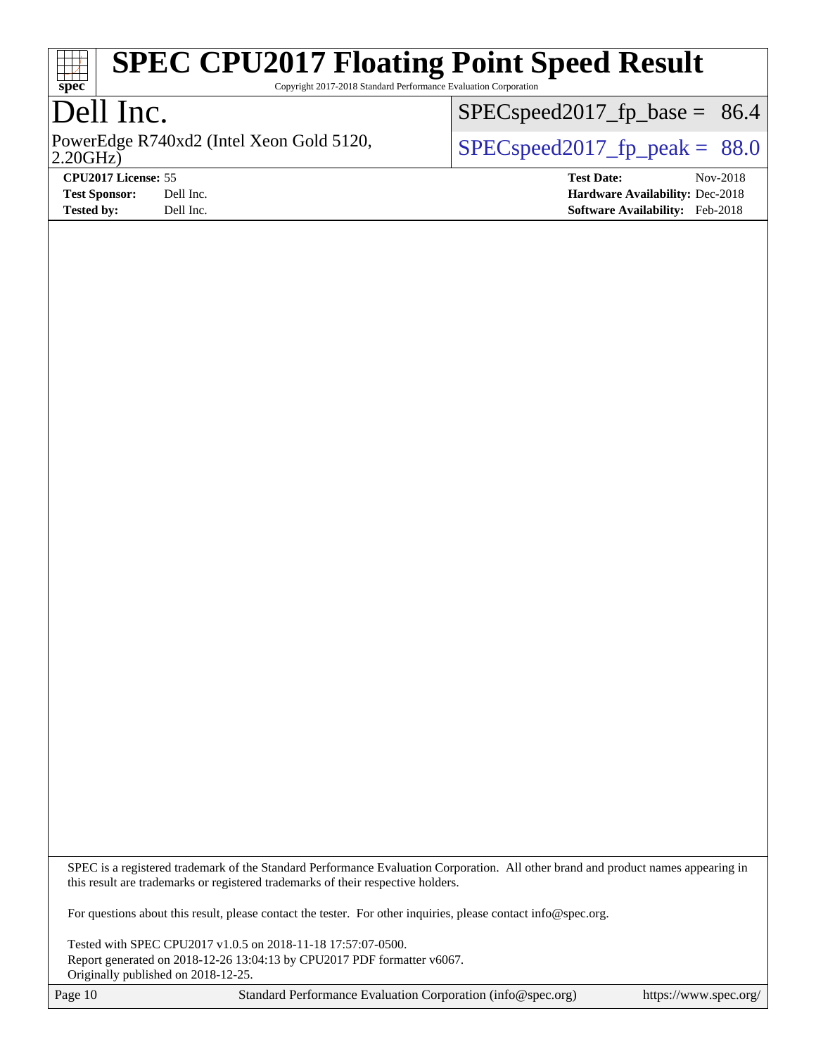SPEC is a registered trademark of the Standard Performance Evaluation Corporation. All other brand and product names appearing in this result are trademarks or registered trademarks of their respective holders.

For questions about this result, please contact the tester. For other inquiries, please contact info@spec.org.

Tested with SPEC CPU2017 v1.0.5 on 2018-11-18 17:57:07-0500.
Report generated on 2018-12-26 13:04:13 by CPU2017 PDF formatter v6067.
Originally published on 2018-12-25.